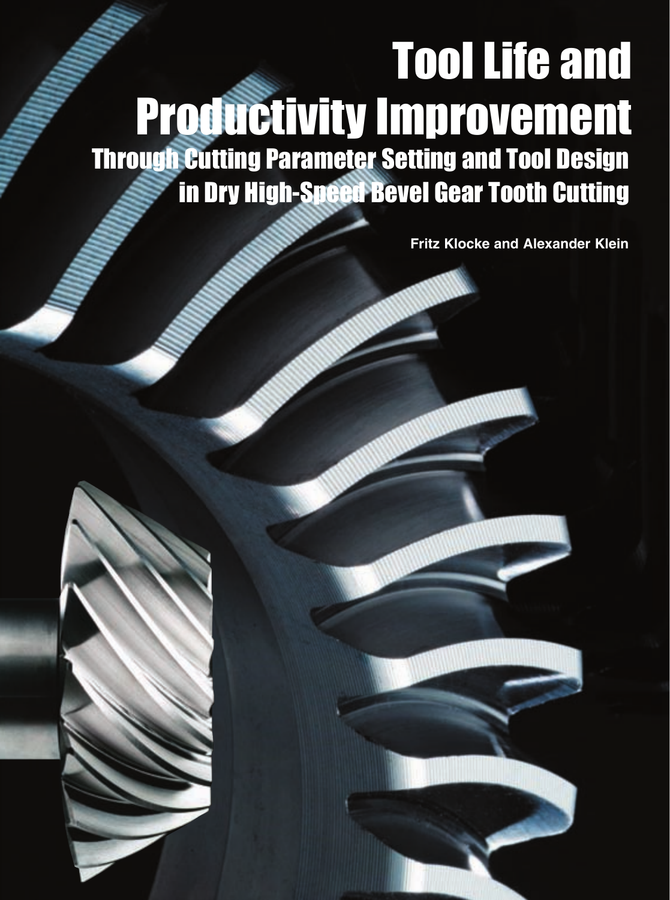# Tool Life and Productivity Improvement

## Through Cutting Parameter Setting and Tool Design in Dry High-Speed Bevel Gear Tooth Cutting

**Fritz Klocke and Alexander Klein**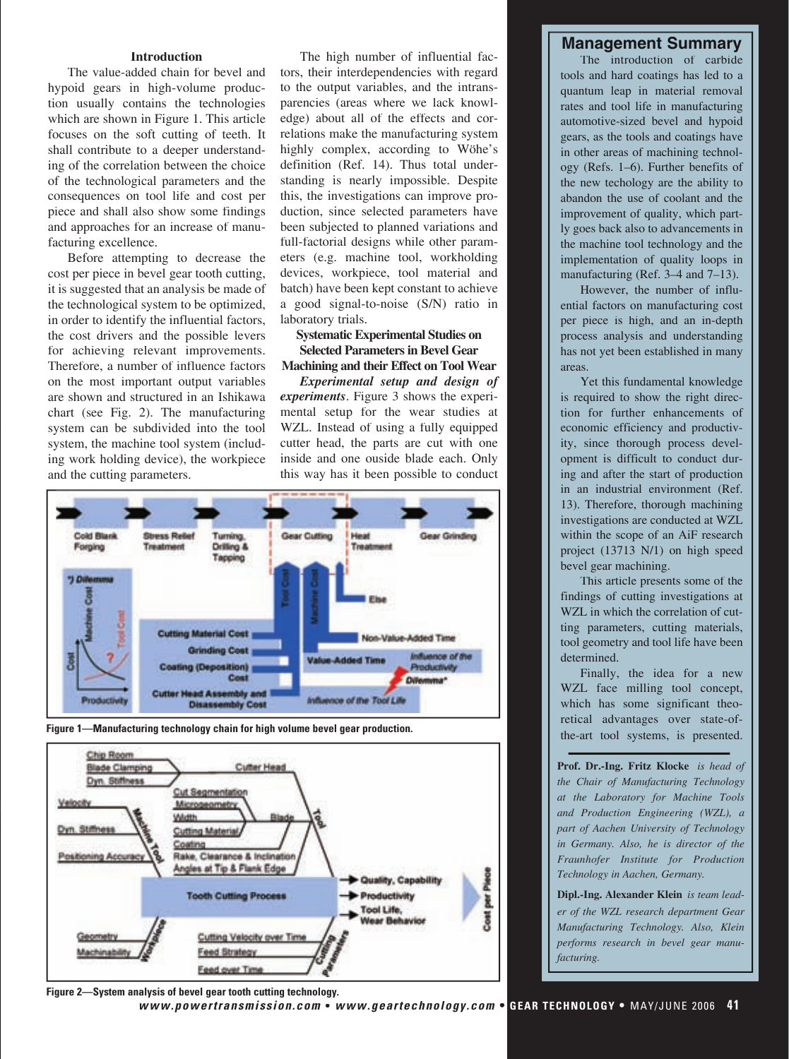## Introduction

The value-added chain for bevel and hypoid gears in high-volume production usually contains the technologies which are shown in Figure 1. This article focuses on the soft cutting of teeth. It shall contribute to a deeper understanding of the correlation between the choice of the technological parameters and the consequences on tool life and cost per piece and shall also show some findings and approaches for an increase of manufacturing excellence.

Before attempting to decrease the cost per piece in bevel gear tooth cutting, it is suggested that an analysis be made of the technological system to be optimized, in order to identify the influential factors, the cost drivers and the possible levers for achieving relevant improvements. Therefore, a number of influence factors on the most important output variables are shown and structured in an Ishikawa chart (see Fig. 2). The manufacturing system can be subdivided into the tool system, the machine tool system (including work holding device), the workpiece and the cutting parameters.

The high number of influential factors, their interdependencies with regard to the output variables, and the intransparencies (areas where we lack knowledge) about all of the effects and correlations make the manufacturing system highly complex, according to Wöhe's definition (Ref. 14). Thus total understanding is nearly impossible. Despite this, the investigations can improve production, since selected parameters have been subjected to planned variations and full-factorial designs while other parameters (e.g. machine tool, workholding devices, workpiece, tool material and batch) have been kept constant to achieve a good signal-to-noise (S/N) ratio in laboratory trials.

## Systematic Experimental Studies on Selected Parameters in Bevel Gear Machining and their Effect on Tool Wear

***Experimental setup and design of experiments***. Figure 3 shows the experimental setup for the wear studies at WZL. Instead of using a fully equipped cutter head, the parts are cut with one inside and one ouside blade each. Only this way has it been possible to conduct

Figure 1—Manufacturing technology chain for high volume bevel gear production.

Figure 2—System analysis of bevel gear tooth cutting technology.

## Management Summary

The introduction of carbide tools and hard coatings has led to a quantum leap in material removal rates and tool life in manufacturing automotive-sized bevel and hypoid gears, as the tools and coatings have in other areas of machining technology (Refs. 1–6). Further benefits of the new techology are the ability to abandon the use of coolant and the improvement of quality, which partly goes back also to advancements in the machine tool technology and the implementation of quality loops in manufacturing (Ref. 3–4 and 7–13).

However, the number of influential factors on manufacturing cost per piece is high, and an in-depth process analysis and understanding has not yet been established in many areas.

Yet this fundamental knowledge is required to show the right direction for further enhancements of economic efficiency and productivity, since thorough process development is difficult to conduct during and after the start of production in an industrial environment (Ref. 13). Therefore, thorough machining investigations are conducted at WZL within the scope of an AiF research project (13713 N/1) on high speed bevel gear machining.

This article presents some of the findings of cutting investigations at WZL in which the correlation of cutting parameters, cutting materials, tool geometry and tool life have been determined.

Finally, the idea for a new WZL face milling tool concept, which has some significant theoretical advantages over state-of-the-art tool systems, is presented.

**Prof. Dr.-Ing. Fritz Klocke** *is head of the Chair of Manufacturing Technology at the Laboratory for Machine Tools and Production Engineering (WZL), a part of Aachen University of Technology in Germany. Also, he is director of the Fraunhofer Institute for Production Technology in Aachen, Germany.*

**Dipl.-Ing. Alexander Klein** *is team leader of the WZL research department Gear Manufacturing Technology. Also, Klein performs research in bevel gear manufacturing.*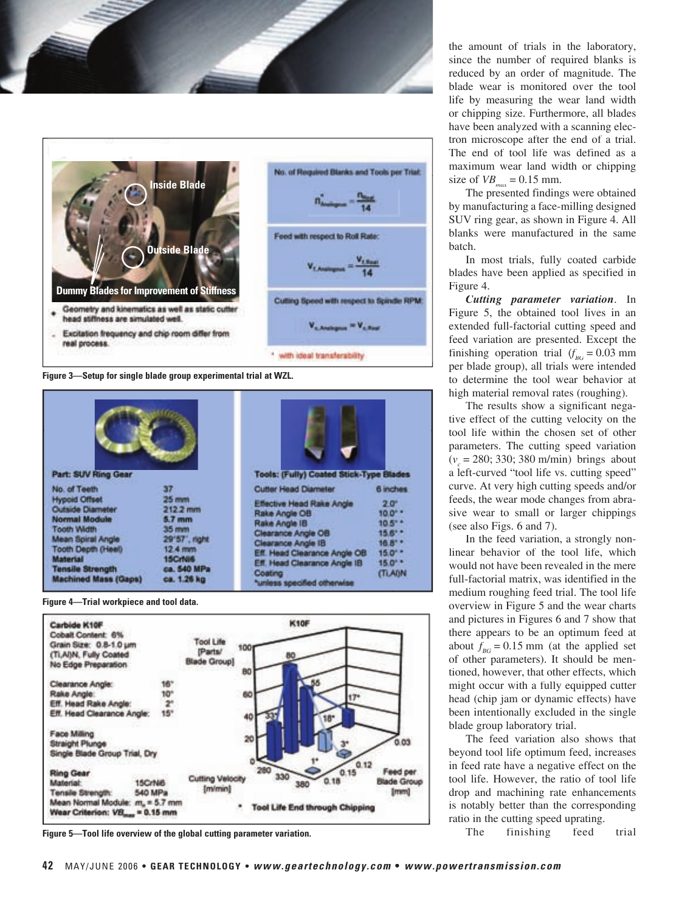the amount of trials in the laboratory, since the number of required blanks is reduced by an order of magnitude. The blade wear is monitored over the tool life by measuring the wear land width or chipping size. Furthermore, all blades have been analyzed with a scanning electron microscope after the end of a trial. The end of tool life was defined as a maximum wear land width or chipping size of $VB_{max} = 0.15$ mm.

The presented findings were obtained by manufacturing a face-milling designed SUV ring gear, as shown in Figure 4. All blanks were manufactured in the same batch.

In most trials, fully coated carbide blades have been applied as specified in Figure 4.

***Cutting parameter variation***. In Figure 5, the obtained tool lives in an extended full-factorial cutting speed and feed variation are presented. Except the finishing operation trial ($f_{BG} = 0.03$ mm per blade group), all trials were intended to determine the tool wear behavior at high material removal rates (roughing).

The results show a significant negative effect of the cutting velocity on the tool life within the chosen set of other parameters. The cutting speed variation ($v_c = 280; 330; 380$ m/min) brings about a left-curved "tool life vs. cutting speed" curve. At very high cutting speeds and/or feeds, the wear mode changes from abrasive wear to small or larger chippings (see also Figs. 6 and 7).

In the feed variation, a strongly nonlinear behavior of the tool life, which would not have been revealed in the mere full-factorial matrix, was identified in the medium roughing feed trial. The tool life overview in Figure 5 and the wear charts and pictures in Figures 6 and 7 show that there appears to be an optimum feed at about $f_{BG} = 0.15$ mm (at the applied set of other parameters). It should be mentioned, however, that other effects, which might occur with a fully equipped cutter head (chip jam or dynamic effects) have been intentionally excluded in the single blade group laboratory trial.

The feed variation also shows that beyond tool life optimum feed, increases in feed rate have a negative effect on the tool life. However, the ratio of tool life drop and machining rate enhancements is notably better than the corresponding ratio in the cutting speed uprating.

The finishing feed trial

Inside Blade

Outside Blade

Dummy Blades for Improvement of Stiffness

- Geometry and kinematics as well as static cutter head stiffness are simulated well.
- Excitation frequency and chip room differ from real process.

No. of Required Blanks and Tools per Trial:

$$n^*_{Analogous} = \frac{n_{Real}}{14}$$

Feed with respect to Roll Rate:

$$V_{f,Analogous} = \frac{V_{f,Real}}{14}$$

Cutting Speed with respect to Spindle RPM:

$$V_{c,Analogous} = V_{c,Real}$$

\* with ideal transferability

Figure 3—Setup for single blade group experimental trial at WZL.

| Part: SUV Ring Gear | |
|---|---|
| No. of Teeth | 37 |
| Hypoid Offset | 25 mm |
| Outside Diameter | 212.2 mm |
| Normal Module | 5.7 mm |
| Tooth Width | 35 mm |
| Mean Spiral Angle | 29°57', right |
| Tooth Depth (Heel) | 12.4 mm |
| Material | 15CrNi6 |
| Tensile Strength | ca. 540 MPa |
| Machined Mass (Gaps) | ca. 1.26 kg |

| Tools: (Fully) Coated Stick-Type Blades | |
|---|---|
| Cutter Head Diameter | 6 inches |
| Effective Head Rake Angle | 2.0° |
| Rake Angle OB | 10.0° * |
| Rake Angle IB | 10.5° * |
| Clearance Angle OB | 15.6° * |
| Clearance Angle IB | 16.8° * |
| Eff. Head Clearance Angle OB | 15.0° * |
| Eff. Head Clearance Angle IB | 15.0° * |
| Coating | (Ti,Al)N |

\*unless specified otherwise

Figure 4—Trial workpiece and tool data.

Carbide K10F
Cobalt Content: 6%
Grain Size: 0.8-1.0 µm
(Ti,Al)N, Fully Coated
No Edge Preparation

Clearance Angle: 16°
Rake Angle: 10°
Eff. Head Rake Angle: 2°
Eff. Head Clearance Angle: 15°

Face Milling
Straight Plunge
Single Blade Group Trial, Dry

Ring Gear
Material: 15CrNi6
Tensile Strength: 540 MPa
Mean Normal Module: $m_n = 5.7$ mm
Wear Criterion: $VB_{max} = 0.15$ mm

K10F

Tool Life [Parts/ Blade Group]; Cutting Velocity [m/min]: 280, 330, 380; Feed per Blade Group [mm]: 0.03, 0.12, 0.15, 0.18

Values: 33, 80, 55, 17*, 18*, 3*, 1*

\* Tool Life End through Chipping

Figure 5—Tool life overview of the global cutting parameter variation.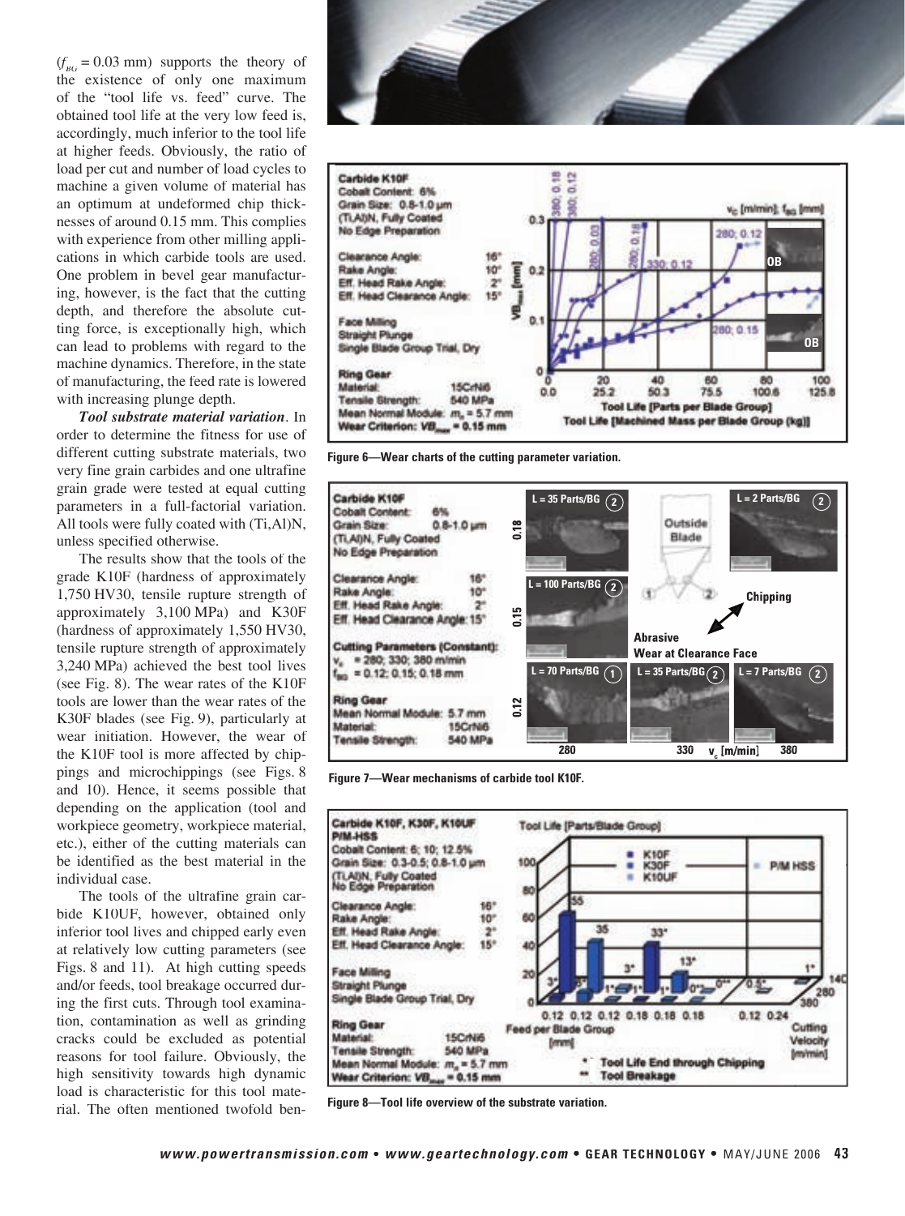($f_{BG}$ = 0.03 mm) supports the theory of the existence of only one maximum of the "tool life vs. feed" curve. The obtained tool life at the very low feed is, accordingly, much inferior to the tool life at higher feeds. Obviously, the ratio of load per cut and number of load cycles to machine a given volume of material has an optimum at undeformed chip thicknesses of around 0.15 mm. This complies with experience from other milling applications in which carbide tools are used. One problem in bevel gear manufacturing, however, is the fact that the cutting depth, and therefore the absolute cutting force, is exceptionally high, which can lead to problems with regard to the machine dynamics. Therefore, in the state of manufacturing, the feed rate is lowered with increasing plunge depth.

***Tool substrate material variation***. In order to determine the fitness for use of different cutting substrate materials, two very fine grain carbides and one ultrafine grain grade were tested at equal cutting parameters in a full-factorial variation. All tools were fully coated with (Ti,Al)N, unless specified otherwise.

The results show that the tools of the grade K10F (hardness of approximately 1,750 HV30, tensile rupture strength of approximately 3,100 MPa) and K30F (hardness of approximately 1,550 HV30, tensile rupture strength of approximately 3,240 MPa) achieved the best tool lives (see Fig. 8). The wear rates of the K10F tools are lower than the wear rates of the K30F blades (see Fig. 9), particularly at wear initiation. However, the wear of the K10F tool is more affected by chippings and microchippings (see Figs. 8 and 10). Hence, it seems possible that depending on the application (tool and workpiece geometry, workpiece material, etc.), either of the cutting materials can be identified as the best material in the individual case.

The tools of the ultrafine grain carbide K10UF, however, obtained only inferior tool lives and chipped early even at relatively low cutting parameters (see Figs. 8 and 11). At high cutting speeds and/or feeds, tool breakage occurred during the first cuts. Through tool examination, contamination as well as grinding cracks could be excluded as potential reasons for tool failure. Obviously, the high sensitivity towards high dynamic load is characteristic for this tool material. The often mentioned twofold ben-

Figure 6—Wear charts of the cutting parameter variation.

Figure 7—Wear mechanisms of carbide tool K10F.

Figure 8—Tool life overview of the substrate variation.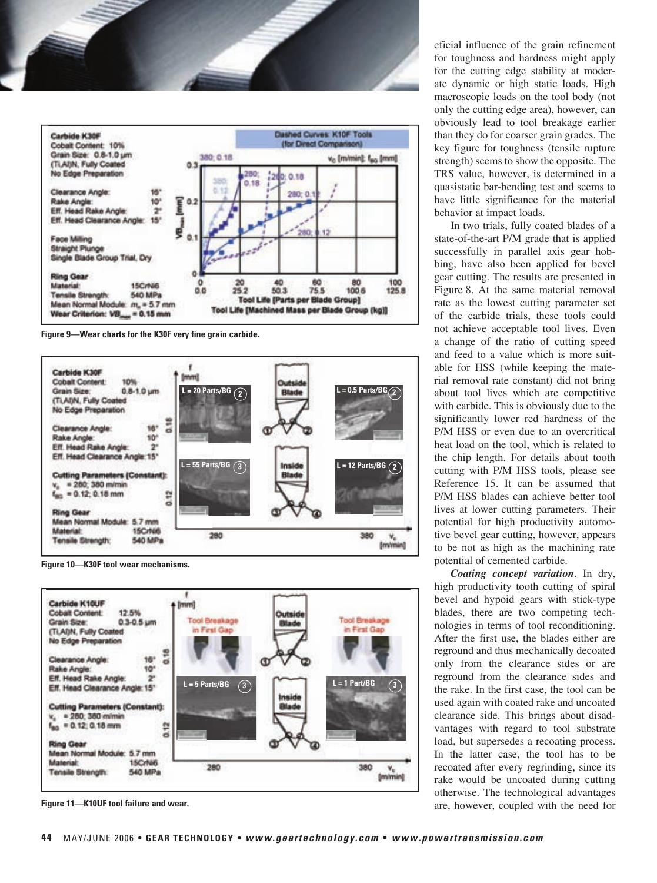Figure 9—Wear charts for the K30F very fine grain carbide.

Figure 10—K30F tool wear mechanisms.

Figure 11—K10UF tool failure and wear.

eficial influence of the grain refinement for toughness and hardness might apply for the cutting edge stability at moderate dynamic or high static loads. High macroscopic loads on the tool body (not only the cutting edge area), however, can obviously lead to tool breakage earlier than they do for coarser grain grades. The key figure for toughness (tensile rupture strength) seems to show the opposite. The TRS value, however, is determined in a quasistatic bar-bending test and seems to have little significance for the material behavior at impact loads.

In two trials, fully coated blades of a state-of-the-art P/M grade that is applied successfully in parallel axis gear hobbing, have also been applied for bevel gear cutting. The results are presented in Figure 8. At the same material removal rate as the lowest cutting parameter set of the carbide trials, these tools could not achieve acceptable tool lives. Even a change of the ratio of cutting speed and feed to a value which is more suitable for HSS (while keeping the material removal rate constant) did not bring about tool lives which are competitive with carbide. This is obviously due to the significantly lower red hardness of the P/M HSS or even due to an overcritical heat load on the tool, which is related to the chip length. For details about tooth cutting with P/M HSS tools, please see Reference 15. It can be assumed that P/M HSS blades can achieve better tool lives at lower cutting parameters. Their potential for high productivity automotive bevel gear cutting, however, appears to be not as high as the machining rate potential of cemented carbide.

***Coating concept variation***. In dry, high productivity tooth cutting of spiral bevel and hypoid gears with stick-type blades, there are two competing technologies in terms of tool reconditioning. After the first use, the blades either are reground and thus mechanically decoated only from the clearance sides or are reground from the clearance sides and the rake. In the first case, the tool can be used again with coated rake and uncoated clearance side. This brings about disadvantages with regard to tool substrate load, but supersedes a recoating process. In the latter case, the tool has to be recoated after every regrinding, since its rake would be uncoated during cutting otherwise. The technological advantages are, however, coupled with the need for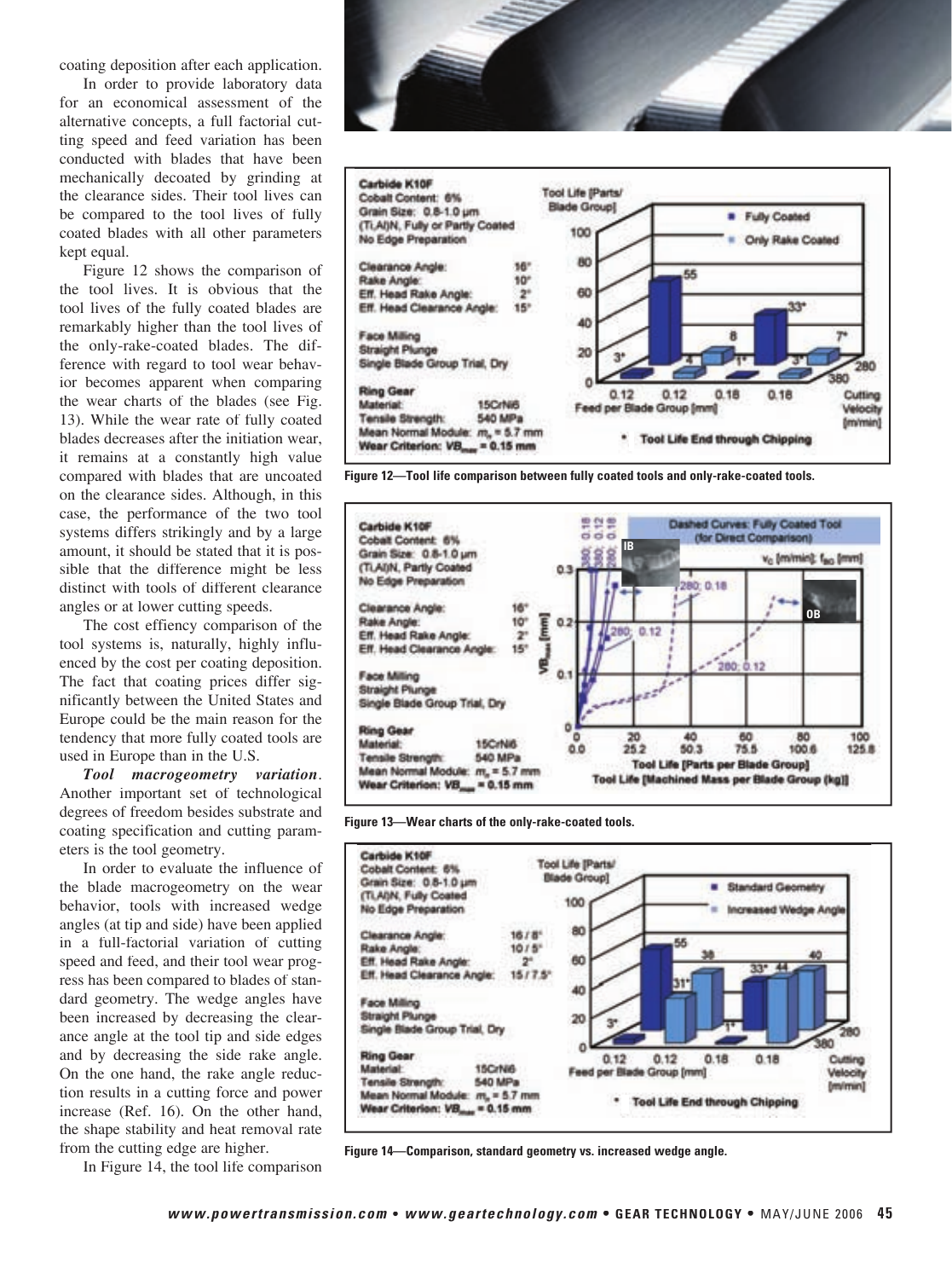coating deposition after each application.

In order to provide laboratory data for an economical assessment of the alternative concepts, a full factorial cutting speed and feed variation has been conducted with blades that have been mechanically decoated by grinding at the clearance sides. Their tool lives can be compared to the tool lives of fully coated blades with all other parameters kept equal.

Figure 12 shows the comparison of the tool lives. It is obvious that the tool lives of the fully coated blades are remarkably higher than the tool lives of the only-rake-coated blades. The difference with regard to tool wear behavior becomes apparent when comparing the wear charts of the blades (see Fig. 13). While the wear rate of fully coated blades decreases after the initiation wear, it remains at a constantly high value compared with blades that are uncoated on the clearance sides. Although, in this case, the performance of the two tool systems differs strikingly and by a large amount, it should be stated that it is possible that the difference might be less distinct with tools of different clearance angles or at lower cutting speeds.

The cost effiency comparison of the tool systems is, naturally, highly influenced by the cost per coating deposition. The fact that coating prices differ significantly between the United States and Europe could be the main reason for the tendency that more fully coated tools are used in Europe than in the U.S.

***Tool macrogeometry variation***. Another important set of technological degrees of freedom besides substrate and coating specification and cutting parameters is the tool geometry.

In order to evaluate the influence of the blade macrogeometry on the wear behavior, tools with increased wedge angles (at tip and side) have been applied in a full-factorial variation of cutting speed and feed, and their tool wear progress has been compared to blades of standard geometry. The wedge angles have been increased by decreasing the clearance angle at the tool tip and side edges and by decreasing the side rake angle. On the one hand, the rake angle reduction results in a cutting force and power increase (Ref. 16). On the other hand, the shape stability and heat removal rate from the cutting edge are higher.

In Figure 14, the tool life comparison

**Figure 12—Tool life comparison between fully coated tools and only-rake-coated tools.**

**Figure 13—Wear charts of the only-rake-coated tools.**

**Figure 14—Comparison, standard geometry vs. increased wedge angle.**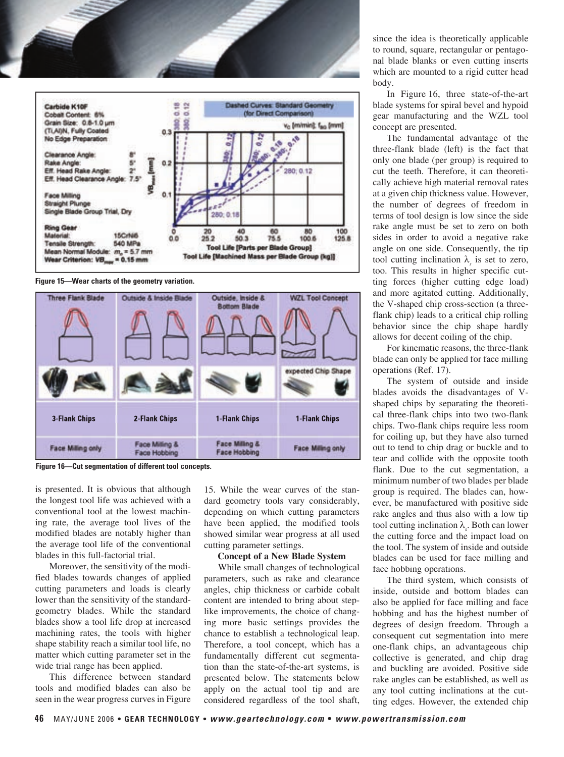Figure 15—Wear charts of the geometry variation.

Figure 16—Cut segmentation of different tool concepts.

is presented. It is obvious that although the longest tool life was achieved with a conventional tool at the lowest machining rate, the average tool lives of the modified blades are notably higher than the average tool life of the conventional blades in this full-factorial trial.

Moreover, the sensitivity of the modified blades towards changes of applied cutting parameters and loads is clearly lower than the sensitivity of the standard-geometry blades. While the standard blades show a tool life drop at increased machining rates, the tools with higher shape stability reach a similar tool life, no matter which cutting parameter set in the wide trial range has been applied.

This difference between standard tools and modified blades can also be seen in the wear progress curves in Figure 15. While the wear curves of the standard geometry tools vary considerably, depending on which cutting parameters have been applied, the modified tools showed similar wear progress at all used cutting parameter settings.

**Concept of a New Blade System**

While small changes of technological parameters, such as rake and clearance angles, chip thickness or carbide cobalt content are intended to bring about step-like improvements, the choice of changing more basic settings provides the chance to establish a technological leap. Therefore, a tool concept, which has a fundamentally different cut segmentation than the state-of-the-art systems, is presented below. The statements below apply on the actual tool tip and are considered regardless of the tool shaft, since the idea is theoretically applicable to round, square, rectangular or pentagonal blade blanks or even cutting inserts which are mounted to a rigid cutter head body.

In Figure 16, three state-of-the-art blade systems for spiral bevel and hypoid gear manufacturing and the WZL tool concept are presented.

The fundamental advantage of the three-flank blade (left) is the fact that only one blade (per group) is required to cut the teeth. Therefore, it can theoretically achieve high material removal rates at a given chip thickness value. However, the number of degrees of freedom in terms of tool design is low since the side rake angle must be set to zero on both sides in order to avoid a negative rake angle on one side. Consequently, the tip tool cutting inclination $\lambda_s$ is set to zero, too. This results in higher specific cutting forces (higher cutting edge load) and more agitated cutting. Additionally, the V-shaped chip cross-section (a three-flank chip) leads to a critical chip rolling behavior since the chip shape hardly allows for decent coiling of the chip.

For kinematic reasons, the three-flank blade can only be applied for face milling operations (Ref. 17).

The system of outside and inside blades avoids the disadvantages of V-shaped chips by separating the theoretical three-flank chips into two two-flank chips. Two-flank chips require less room for coiling up, but they have also turned out to tend to chip drag or buckle and to tear and collide with the opposite tooth flank. Due to the cut segmentation, a minimum number of two blades per blade group is required. The blades can, however, be manufactured with positive side rake angles and thus also with a low tip tool cutting inclination $\lambda_s$. Both can lower the cutting force and the impact load on the tool. The system of inside and outside blades can be used for face milling and face hobbing operations.

The third system, which consists of inside, outside and bottom blades can also be applied for face milling and face hobbing and has the highest number of degrees of design freedom. Through a consequent cut segmentation into mere one-flank chips, an advantageous chip collective is generated, and chip drag and buckling are avoided. Positive side rake angles can be established, as well as any tool cutting inclinations at the cutting edges. However, the extended chip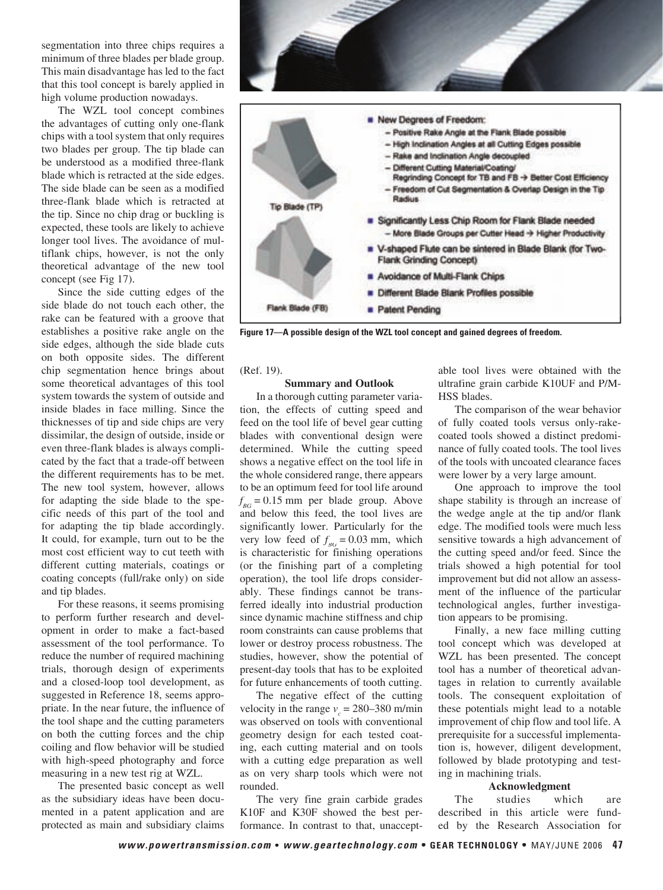segmentation into three chips requires a minimum of three blades per blade group. This main disadvantage has led to the fact that this tool concept is barely applied in high volume production nowadays.

The WZL tool concept combines the advantages of cutting only one-flank chips with a tool system that only requires two blades per group. The tip blade can be understood as a modified three-flank blade which is retracted at the side edges. The side blade can be seen as a modified three-flank blade which is retracted at the tip. Since no chip drag or buckling is expected, these tools are likely to achieve longer tool lives. The avoidance of multiflank chips, however, is not the only theoretical advantage of the new tool concept (see Fig 17).

Since the side cutting edges of the side blade do not touch each other, the rake can be featured with a groove that establishes a positive rake angle on the side edges, although the side blade cuts on both opposite sides. The different chip segmentation hence brings about some theoretical advantages of this tool system towards the system of outside and inside blades in face milling. Since the thicknesses of tip and side chips are very dissimilar, the design of outside, inside or even three-flank blades is always complicated by the fact that a trade-off between the different requirements has to be met. The new tool system, however, allows for adapting the side blade to the specific needs of this part of the tool and for adapting the tip blade accordingly. It could, for example, turn out to be the most cost efficient way to cut teeth with different cutting materials, coatings or coating concepts (full/rake only) on side and tip blades.

For these reasons, it seems promising to perform further research and development in order to make a fact-based assessment of the tool performance. To reduce the number of required machining trials, thorough design of experiments and a closed-loop tool development, as suggested in Reference 18, seems appropriate. In the near future, the influence of the tool shape and the cutting parameters on both the cutting forces and the chip coiling and flow behavior will be studied with high-speed photography and force measuring in a new test rig at WZL.

The presented basic concept as well as the subsidiary ideas have been documented in a patent application and are protected as main and subsidiary claims (Ref. 19).

Tip Blade (TP)

Flank Blade (FB)

- New Degrees of Freedom:
  - Positive Rake Angle at the Flank Blade possible
  - High Inclination Angles at all Cutting Edges possible
  - Rake and Inclination Angle decoupled
  - Different Cutting Material/Coating/ Regrinding Concept for TB and FB → Better Cost Efficiency
  - Freedom of Cut Segmentation & Overlap Design in the Tip Radius
- Significantly Less Chip Room for Flank Blade needed
  - More Blade Groups per Cutter Head → Higher Productivity
- V-shaped Flute can be sintered in Blade Blank (for Two-Flank Grinding Concept)
- Avoidance of Multi-Flank Chips
- Different Blade Blank Profiles possible
- Patent Pending

**Figure 17—A possible design of the WZL tool concept and gained degrees of freedom.**

## Summary and Outlook

In a thorough cutting parameter variation, the effects of cutting speed and feed on the tool life of bevel gear cutting blades with conventional design were determined. While the cutting speed shows a negative effect on the tool life in the whole considered range, there appears to be an optimum feed for tool life around $f_{BG}$ = 0.15 mm per blade group. Above and below this feed, the tool lives are significantly lower. Particularly for the very low feed of $f_{BG}$ = 0.03 mm, which is characteristic for finishing operations (or the finishing part of a completing operation), the tool life drops considerably. These findings cannot be transferred ideally into industrial production since dynamic machine stiffness and chip room constraints can cause problems that lower or destroy process robustness. The studies, however, show the potential of present-day tools that has to be exploited for future enhancements of tooth cutting.

The negative effect of the cutting velocity in the range $v_c$ = 280–380 m/min was observed on tools with conventional geometry design for each tested coating, each cutting material and on tools with a cutting edge preparation as well as on very sharp tools which were not rounded.

The very fine grain carbide grades K10F and K30F showed the best performance. In contrast to that, unacceptable tool lives were obtained with the ultrafine grain carbide K10UF and P/M-HSS blades.

The comparison of the wear behavior of fully coated tools versus only-rake-coated tools showed a distinct predominance of fully coated tools. The tool lives of the tools with uncoated clearance faces were lower by a very large amount.

One approach to improve the tool shape stability is through an increase of the wedge angle at the tip and/or flank edge. The modified tools were much less sensitive towards a high advancement of the cutting speed and/or feed. Since the trials showed a high potential for tool improvement but did not allow an assessment of the influence of the particular technological angles, further investigation appears to be promising.

Finally, a new face milling cutting tool concept which was developed at WZL has been presented. The concept tool has a number of theoretical advantages in relation to currently available tools. The consequent exploitation of these potentials might lead to a notable improvement of chip flow and tool life. A prerequisite for a successful implementation is, however, diligent development, followed by blade prototyping and testing in machining trials.

## Acknowledgment

The studies which are described in this article were funded by the Research Association for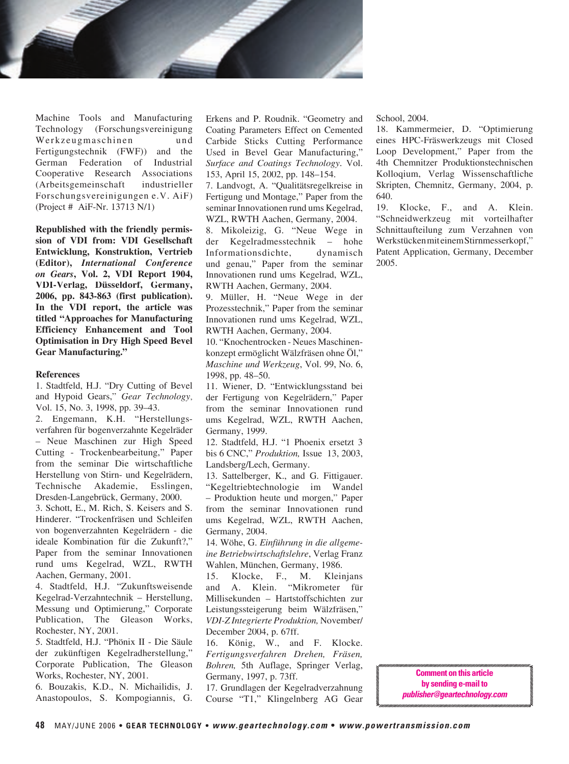Machine Tools and Manufacturing Technology (Forschungsvereinigung Werkzeugmaschinen und Fertigungstechnik (FWF)) and the German Federation of Industrial Cooperative Research Associations (Arbeitsgemeinschaft industrieller Forschungsvereinigungen e.V. AiF) (Project # AiF-Nr. 13713 N/1)

**Republished with the friendly permission of VDI from: VDI Gesellschaft Entwicklung, Konstruktion, Vertrieb (Editor), *International Conference on Gears*, Vol. 2, VDI Report 1904, VDI-Verlag, Düsseldorf, Germany, 2006, pp. 843-863 (first publication). In the VDI report, the article was titled "Approaches for Manufacturing Efficiency Enhancement and Tool Optimisation in Dry High Speed Bevel Gear Manufacturing."**

## References

1. Stadtfeld, H.J. "Dry Cutting of Bevel and Hypoid Gears," *Gear Technology*, Vol. 15, No. 3, 1998, pp. 39–43.
2. Engemann, K.H. "Herstellungsverfahren für bogenverzahnte Kegelräder – Neue Maschinen zur High Speed Cutting - Trockenbearbeitung," Paper from the seminar Die wirtschaftliche Herstellung von Stirn- und Kegelrädern, Technische Akademie, Esslingen, Dresden-Langebrück, Germany, 2000.
3. Schott, E., M. Rich, S. Keisers and S. Hinderer. "Trockenfräsen und Schleifen von bogenverzahnten Kegelrädern - die ideale Kombination für die Zukunft?," Paper from the seminar Innovationen rund ums Kegelrad, WZL, RWTH Aachen, Germany, 2001.
4. Stadtfeld, H.J. "Zukunftsweisende Kegelrad-Verzahntechnik – Herstellung, Messung und Optimierung," Corporate Publication, The Gleason Works, Rochester, NY, 2001.
5. Stadtfeld, H.J. "Phönix II - Die Säule der zukünftigen Kegelradherstellung," Corporate Publication, The Gleason Works, Rochester, NY, 2001.
6. Bouzakis, K.D., N. Michailidis, J. Anastopoulos, S. Kompogiannis, G. Erkens and P. Roudnik. "Geometry and Coating Parameters Effect on Cemented Carbide Sticks Cutting Performance Used in Bevel Gear Manufacturing," *Surface and Coatings Technology*. Vol. 153, April 15, 2002, pp. 148–154.
7. Landvogt, A. "Qualitätsregelkreise in Fertigung und Montage," Paper from the seminar Innovationen rund ums Kegelrad, WZL, RWTH Aachen, Germany, 2004.
8. Mikoleizig, G. "Neue Wege in der Kegelradmesstechnik – hohe Informationsdichte, dynamisch und genau," Paper from the seminar Innovationen rund ums Kegelrad, WZL, RWTH Aachen, Germany, 2004.
9. Müller, H. "Neue Wege in der Prozesstechnik," Paper from the seminar Innovationen rund ums Kegelrad, WZL, RWTH Aachen, Germany, 2004.
10. "Knochentrocken - Neues Maschinenkonzept ermöglicht Wälzfräsen ohne Öl," *Maschine und Werkzeug*, Vol. 99, No. 6, 1998, pp. 48–50.
11. Wiener, D. "Entwicklungsstand bei der Fertigung von Kegelrädern," Paper from the seminar Innovationen rund ums Kegelrad, WZL, RWTH Aachen, Germany, 1999.
12. Stadtfeld, H.J. "1 Phoenix ersetzt 3 bis 6 CNC," *Produktion,* Issue 13, 2003, Landsberg/Lech, Germany.
13. Sattelberger, K., and G. Fittigauer. "Kegeltriebtechnologie im Wandel – Produktion heute und morgen," Paper from the seminar Innovationen rund ums Kegelrad, WZL, RWTH Aachen, Germany, 2004.
14. Wöhe, G. *Einführung in die allgemeine Betriebwirtschaftslehre*, Verlag Franz Wahlen, München, Germany, 1986.
15. Klocke, F., M. Kleinjans and A. Klein. "Mikrometer für Millisekunden – Hartstoffschichten zur Leistungssteigerung beim Wälzfräsen," *VDI-Z Integrierte Produktion,* November/December 2004, p. 67ff.
16. König, W., and F. Klocke. *Fertigungsverfahren Drehen, Fräsen, Bohren,* 5th Auflage, Springer Verlag, Germany, 1997, p. 73ff.
17. Grundlagen der Kegelradverzahnung Course "T1," Klingelnberg AG Gear School, 2004.
18. Kammermeier, D. "Optimierung eines HPC-Fräswerkzeugs mit Closed Loop Development," Paper from the 4th Chemnitzer Produktionstechnischen Kolloqium, Verlag Wissenschaftliche Skripten, Chemnitz, Germany, 2004, p. 640.
19. Klocke, F., and A. Klein. "Schneidwerkzeug mit vorteilhafter Schnittaufteilung zum Verzahnen von Werkstücken mit einem Stirnmesserkopf," Patent Application, Germany, December 2005.

**Comment on this article by sending e-mail to *publisher@geartechnology.com***